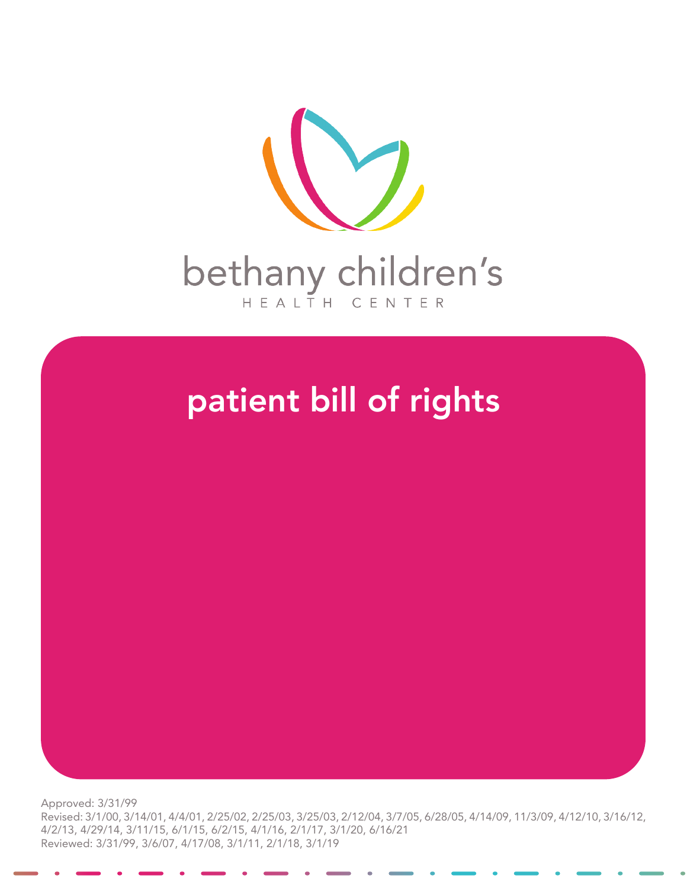bethany children's

HEALTH CENTER

# patient bill of rights

Approved: 3/31/99

Revised: 3/1/00, 3/14/01, 4/4/01, 2/25/02, 2/25/03, 3/25/03, 2/12/04, 3/7/05, 6/28/05, 4/14/09, 11/3/09, 4/12/10, 3/16/12, 4/2/13, 4/29/14, 3/11/15, 6/1/15, 6/2/15, 4/1/16, 2/1/17, 3/1/20, 6/16/21

Reviewed: 3/31/99, 3/6/07, 4/17/08, 3/1/11, 2/1/18, 3/1/19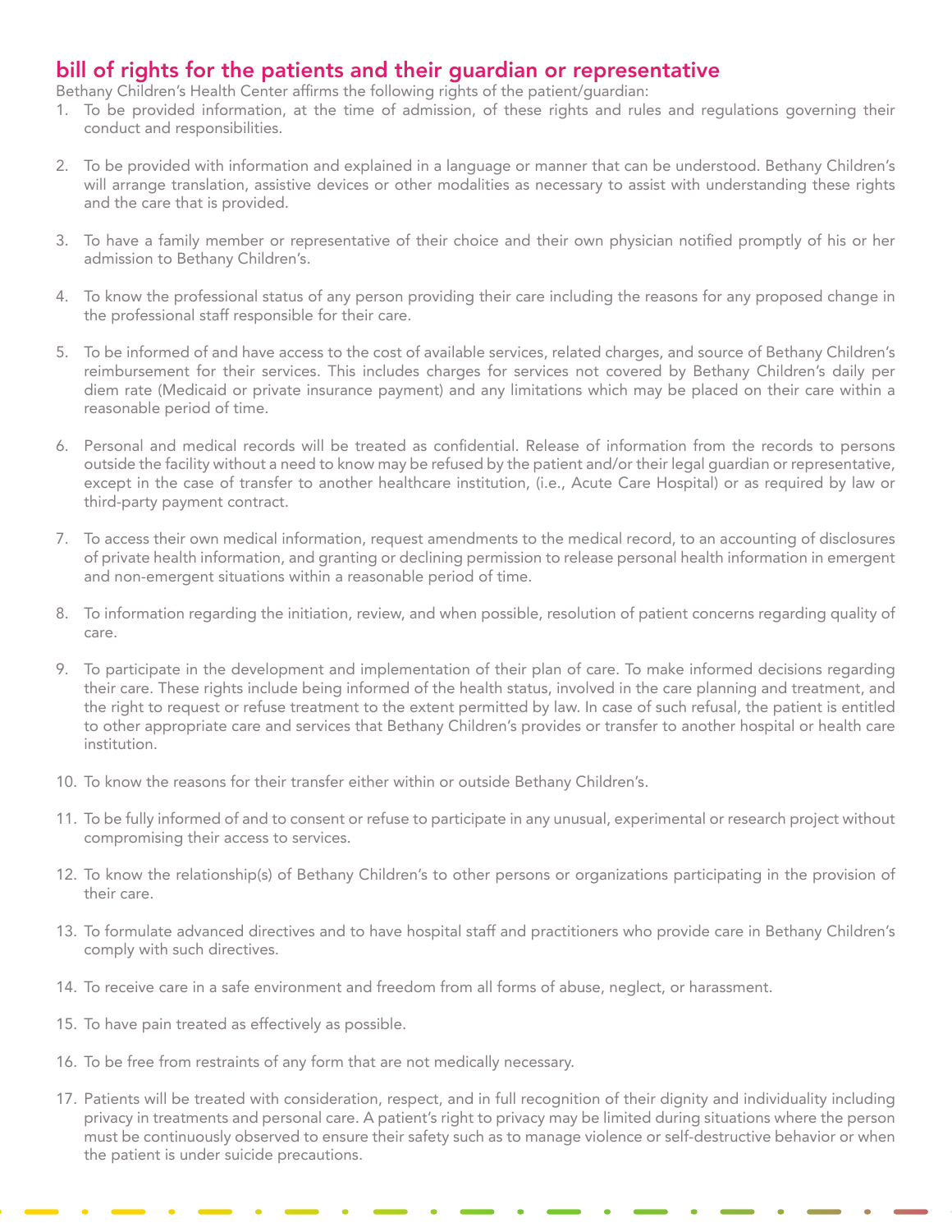## bill of rights for the patients and their guardian or representative

Bethany Children's Health Center affirms the following rights of the patient/guardian:

1. To be provided information, at the time of admission, of these rights and rules and regulations governing their conduct and responsibilities.

2. To be provided with information and explained in a language or manner that can be understood. Bethany Children's will arrange translation, assistive devices or other modalities as necessary to assist with understanding these rights and the care that is provided.

3. To have a family member or representative of their choice and their own physician notified promptly of his or her admission to Bethany Children's.

4. To know the professional status of any person providing their care including the reasons for any proposed change in the professional staff responsible for their care.

5. To be informed of and have access to the cost of available services, related charges, and source of Bethany Children's reimbursement for their services. This includes charges for services not covered by Bethany Children's daily per diem rate (Medicaid or private insurance payment) and any limitations which may be placed on their care within a reasonable period of time.

6. Personal and medical records will be treated as confidential. Release of information from the records to persons outside the facility without a need to know may be refused by the patient and/or their legal guardian or representative, except in the case of transfer to another healthcare institution, (i.e., Acute Care Hospital) or as required by law or third-party payment contract.

7. To access their own medical information, request amendments to the medical record, to an accounting of disclosures of private health information, and granting or declining permission to release personal health information in emergent and non-emergent situations within a reasonable period of time.

8. To information regarding the initiation, review, and when possible, resolution of patient concerns regarding quality of care.

9. To participate in the development and implementation of their plan of care. To make informed decisions regarding their care. These rights include being informed of the health status, involved in the care planning and treatment, and the right to request or refuse treatment to the extent permitted by law. In case of such refusal, the patient is entitled to other appropriate care and services that Bethany Children's provides or transfer to another hospital or health care institution.

10. To know the reasons for their transfer either within or outside Bethany Children's.

11. To be fully informed of and to consent or refuse to participate in any unusual, experimental or research project without compromising their access to services.

12. To know the relationship(s) of Bethany Children's to other persons or organizations participating in the provision of their care.

13. To formulate advanced directives and to have hospital staff and practitioners who provide care in Bethany Children's comply with such directives.

14. To receive care in a safe environment and freedom from all forms of abuse, neglect, or harassment.

15. To have pain treated as effectively as possible.

16. To be free from restraints of any form that are not medically necessary.

17. Patients will be treated with consideration, respect, and in full recognition of their dignity and individuality including privacy in treatments and personal care. A patient's right to privacy may be limited during situations where the person must be continuously observed to ensure their safety such as to manage violence or self-destructive behavior or when the patient is under suicide precautions.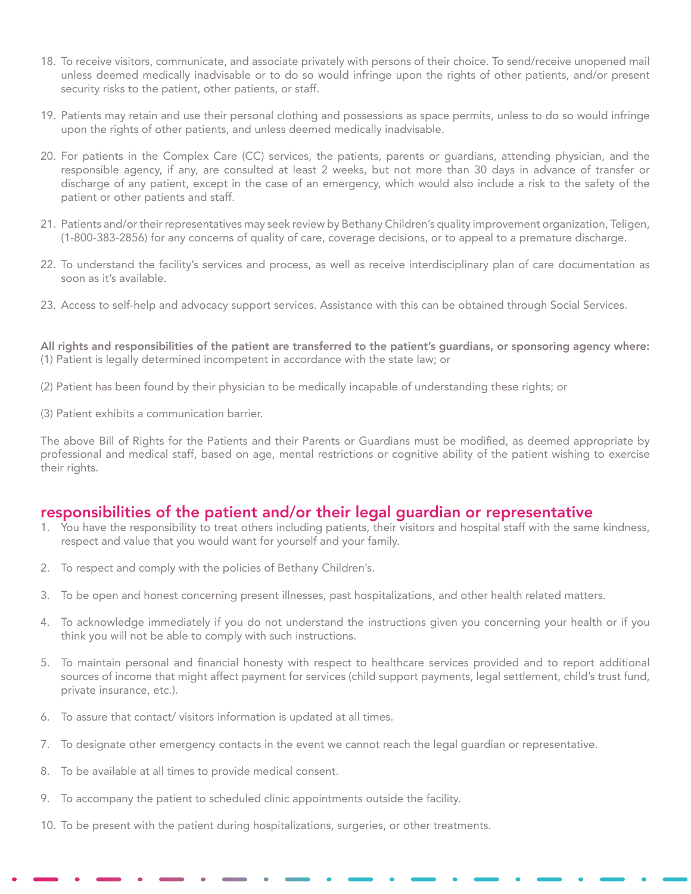18. To receive visitors, communicate, and associate privately with persons of their choice. To send/receive unopened mail unless deemed medically inadvisable or to do so would infringe upon the rights of other patients, and/or present security risks to the patient, other patients, or staff.

19. Patients may retain and use their personal clothing and possessions as space permits, unless to do so would infringe upon the rights of other patients, and unless deemed medically inadvisable.

20. For patients in the Complex Care (CC) services, the patients, parents or guardians, attending physician, and the responsible agency, if any, are consulted at least 2 weeks, but not more than 30 days in advance of transfer or discharge of any patient, except in the case of an emergency, which would also include a risk to the safety of the patient or other patients and staff.

21. Patients and/or their representatives may seek review by Bethany Children's quality improvement organization, Teligen, (1-800-383-2856) for any concerns of quality of care, coverage decisions, or to appeal to a premature discharge.

22. To understand the facility's services and process, as well as receive interdisciplinary plan of care documentation as soon as it's available.

23. Access to self-help and advocacy support services. Assistance with this can be obtained through Social Services.

**All rights and responsibilities of the patient are transferred to the patient's guardians, or sponsoring agency where:**
(1) Patient is legally determined incompetent in accordance with the state law; or

(2) Patient has been found by their physician to be medically incapable of understanding these rights; or

(3) Patient exhibits a communication barrier.

The above Bill of Rights for the Patients and their Parents or Guardians must be modified, as deemed appropriate by professional and medical staff, based on age, mental restrictions or cognitive ability of the patient wishing to exercise their rights.

## responsibilities of the patient and/or their legal guardian or representative

1. You have the responsibility to treat others including patients, their visitors and hospital staff with the same kindness, respect and value that you would want for yourself and your family.

2. To respect and comply with the policies of Bethany Children's.

3. To be open and honest concerning present illnesses, past hospitalizations, and other health related matters.

4. To acknowledge immediately if you do not understand the instructions given you concerning your health or if you think you will not be able to comply with such instructions.

5. To maintain personal and financial honesty with respect to healthcare services provided and to report additional sources of income that might affect payment for services (child support payments, legal settlement, child's trust fund, private insurance, etc.).

6. To assure that contact/ visitors information is updated at all times.

7. To designate other emergency contacts in the event we cannot reach the legal guardian or representative.

8. To be available at all times to provide medical consent.

9. To accompany the patient to scheduled clinic appointments outside the facility.

10. To be present with the patient during hospitalizations, surgeries, or other treatments.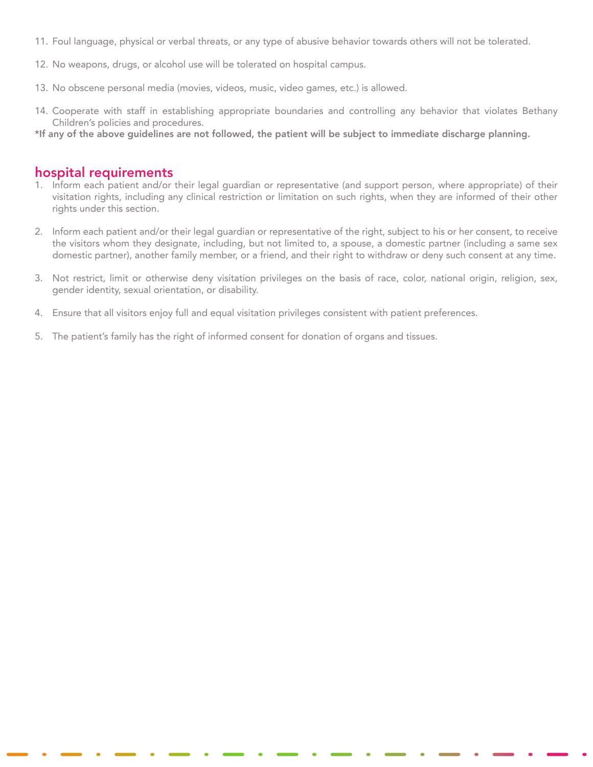11. Foul language, physical or verbal threats, or any type of abusive behavior towards others will not be tolerated.

12. No weapons, drugs, or alcohol use will be tolerated on hospital campus.

13. No obscene personal media (movies, videos, music, video games, etc.) is allowed.

14. Cooperate with staff in establishing appropriate boundaries and controlling any behavior that violates Bethany Children's policies and procedures.

**\*If any of the above guidelines are not followed, the patient will be subject to immediate discharge planning.**

## hospital requirements

1. Inform each patient and/or their legal guardian or representative (and support person, where appropriate) of their visitation rights, including any clinical restriction or limitation on such rights, when they are informed of their other rights under this section.

2. Inform each patient and/or their legal guardian or representative of the right, subject to his or her consent, to receive the visitors whom they designate, including, but not limited to, a spouse, a domestic partner (including a same sex domestic partner), another family member, or a friend, and their right to withdraw or deny such consent at any time.

3. Not restrict, limit or otherwise deny visitation privileges on the basis of race, color, national origin, religion, sex, gender identity, sexual orientation, or disability.

4. Ensure that all visitors enjoy full and equal visitation privileges consistent with patient preferences.

5. The patient's family has the right of informed consent for donation of organs and tissues.